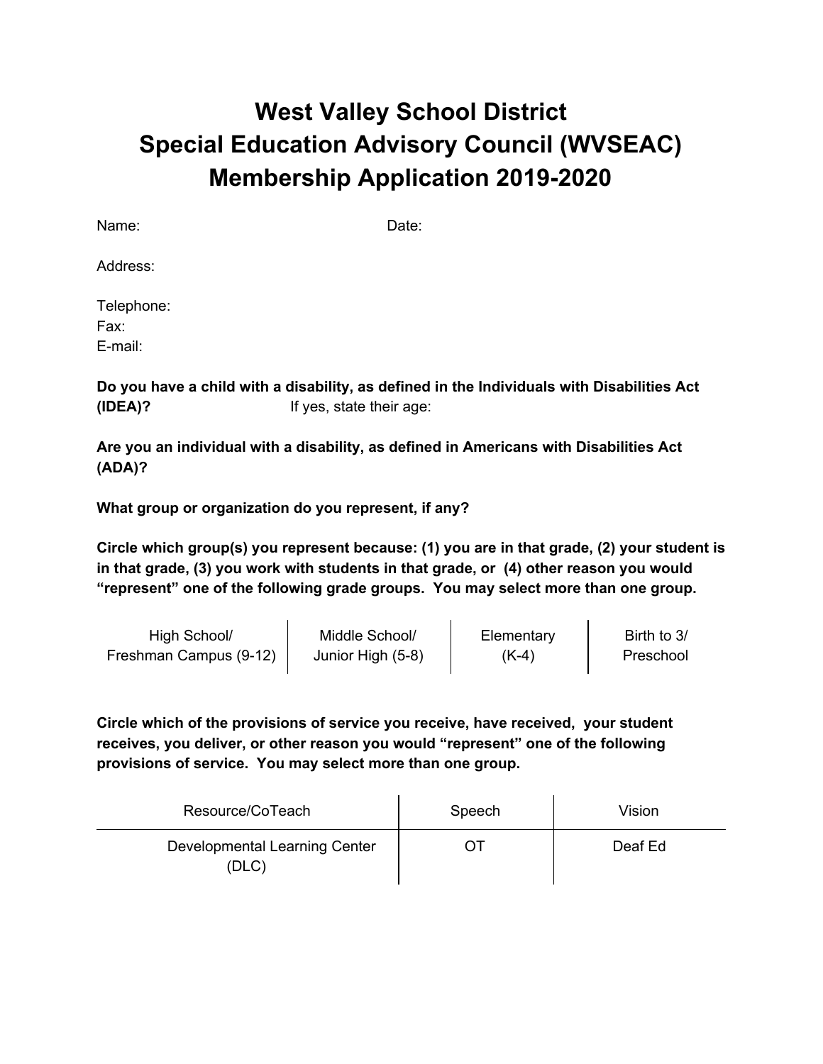# West Valley School District
# Special Education Advisory Council (WVSEAC)
# Membership Application 2019-2020

Name: Date:

Address:

Telephone:
Fax:
E-mail:

**Do you have a child with a disability, as defined in the Individuals with Disabilities Act (IDEA)?** If yes, state their age:

**Are you an individual with a disability, as defined in Americans with Disabilities Act (ADA)?**

**What group or organization do you represent, if any?**

**Circle which group(s) you represent because: (1) you are in that grade, (2) your student is in that grade, (3) you work with students in that grade, or (4) other reason you would "represent" one of the following grade groups. You may select more than one group.**

| High School/ Freshman Campus (9-12) | Middle School/ Junior High (5-8) | Elementary (K-4) | Birth to 3/ Preschool |
|---|---|---|---|

**Circle which of the provisions of service you receive, have received, your student receives, you deliver, or other reason you would "represent" one of the following provisions of service. You may select more than one group.**

| Resource/CoTeach | Speech | Vision |
|---|---|---|
| Developmental Learning Center (DLC) | OT | Deaf Ed |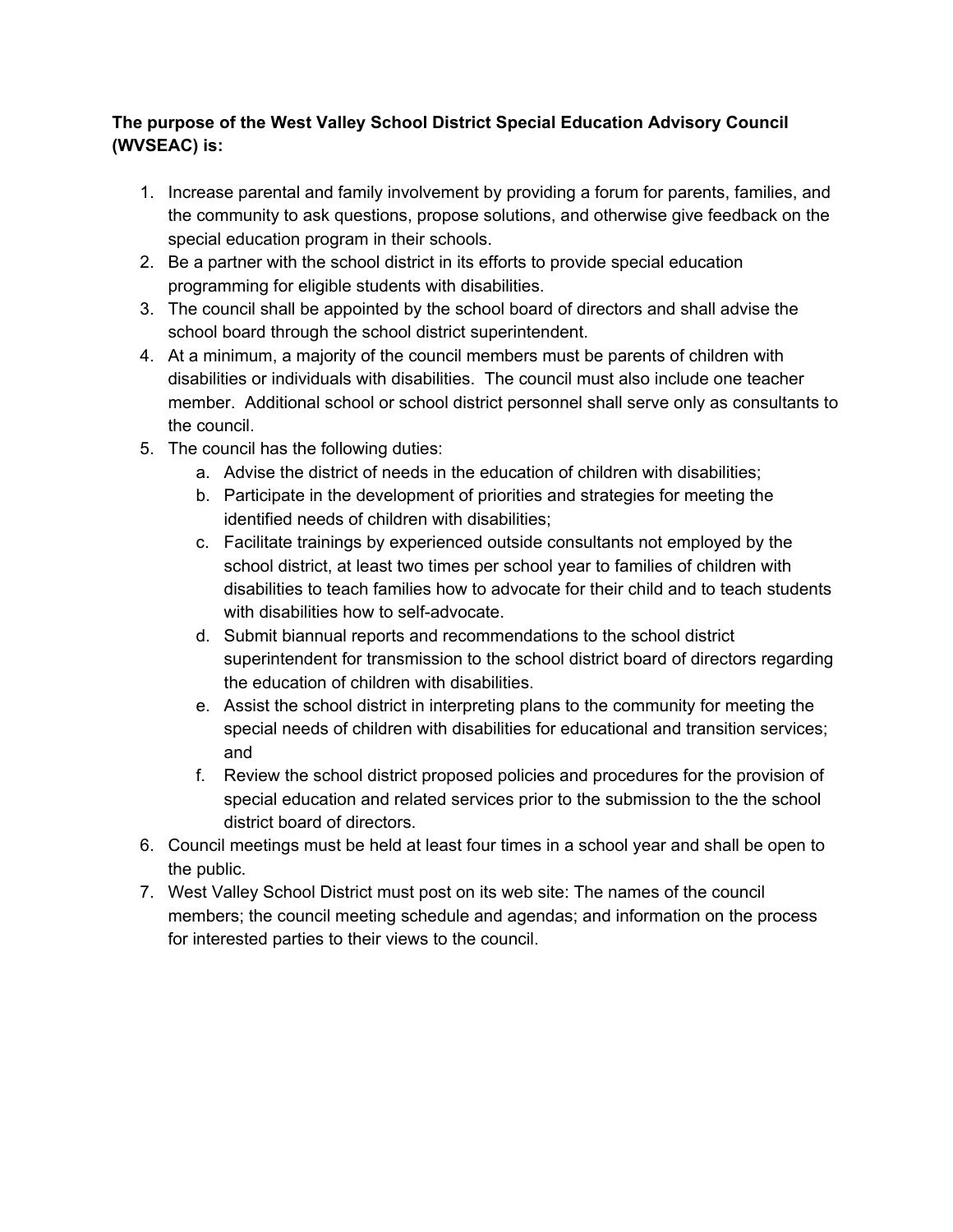**The purpose of the West Valley School District Special Education Advisory Council (WVSEAC) is:**

1. Increase parental and family involvement by providing a forum for parents, families, and the community to ask questions, propose solutions, and otherwise give feedback on the special education program in their schools.
2. Be a partner with the school district in its efforts to provide special education programming for eligible students with disabilities.
3. The council shall be appointed by the school board of directors and shall advise the school board through the school district superintendent.
4. At a minimum, a majority of the council members must be parents of children with disabilities or individuals with disabilities. The council must also include one teacher member. Additional school or school district personnel shall serve only as consultants to the council.
5. The council has the following duties:
    a. Advise the district of needs in the education of children with disabilities;
    b. Participate in the development of priorities and strategies for meeting the identified needs of children with disabilities;
    c. Facilitate trainings by experienced outside consultants not employed by the school district, at least two times per school year to families of children with disabilities to teach families how to advocate for their child and to teach students with disabilities how to self-advocate.
    d. Submit biannual reports and recommendations to the school district superintendent for transmission to the school district board of directors regarding the education of children with disabilities.
    e. Assist the school district in interpreting plans to the community for meeting the special needs of children with disabilities for educational and transition services; and
    f. Review the school district proposed policies and procedures for the provision of special education and related services prior to the submission to the the school district board of directors.
6. Council meetings must be held at least four times in a school year and shall be open to the public.
7. West Valley School District must post on its web site: The names of the council members; the council meeting schedule and agendas; and information on the process for interested parties to their views to the council.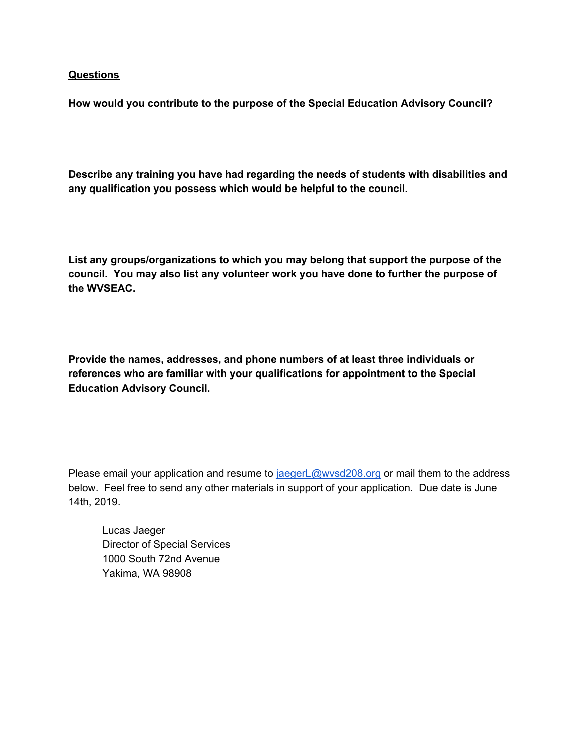__Questions__

**How would you contribute to the purpose of the Special Education Advisory Council?**

**Describe any training you have had regarding the needs of students with disabilities and any qualification you possess which would be helpful to the council.**

**List any groups/organizations to which you may belong that support the purpose of the council. You may also list any volunteer work you have done to further the purpose of the WVSEAC.**

**Provide the names, addresses, and phone numbers of at least three individuals or references who are familiar with your qualifications for appointment to the Special Education Advisory Council.**

Please email your application and resume to jaegerL@wvsd208.org or mail them to the address below. Feel free to send any other materials in support of your application. Due date is June 14th, 2019.

> Lucas Jaeger
> Director of Special Services
> 1000 South 72nd Avenue
> Yakima, WA 98908